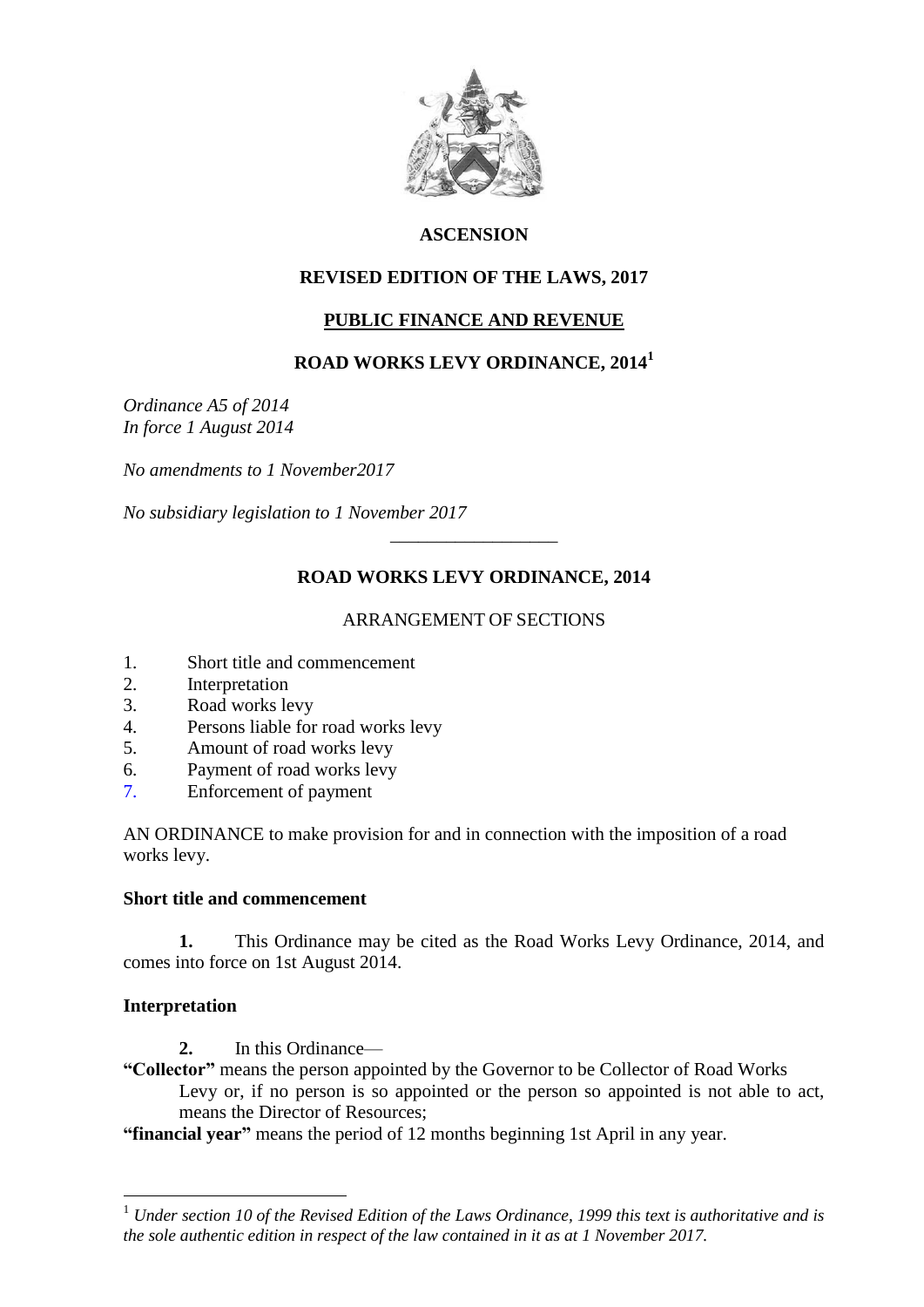# ASCENSION

## REVISED EDITION OF THE LAWS, 2017

## PUBLIC FINANCE AND REVENUE

## ROAD WORKS LEVY ORDINANCE, 2014[1]

*Ordinance A5 of 2014*
*In force 1 August 2014*

*No amendments to 1 November2017*

*No subsidiary legislation to 1 November 2017*

---

## ROAD WORKS LEVY ORDINANCE, 2014

ARRANGEMENT OF SECTIONS

1. Short title and commencement
2. Interpretation
3. Road works levy
4. Persons liable for road works levy
5. Amount of road works levy
6. Payment of road works levy
7. Enforcement of payment

AN ORDINANCE to make provision for and in connection with the imposition of a road works levy.

### Short title and commencement

**1.** This Ordinance may be cited as the Road Works Levy Ordinance, 2014, and comes into force on 1st August 2014.

### Interpretation

**2.** In this Ordinance—

**"Collector"** means the person appointed by the Governor to be Collector of Road Works Levy or, if no person is so appointed or the person so appointed is not able to act, means the Director of Resources;

**"financial year"** means the period of 12 months beginning 1st April in any year.

---

[1] *Under section 10 of the Revised Edition of the Laws Ordinance, 1999 this text is authoritative and is the sole authentic edition in respect of the law contained in it as at 1 November 2017.*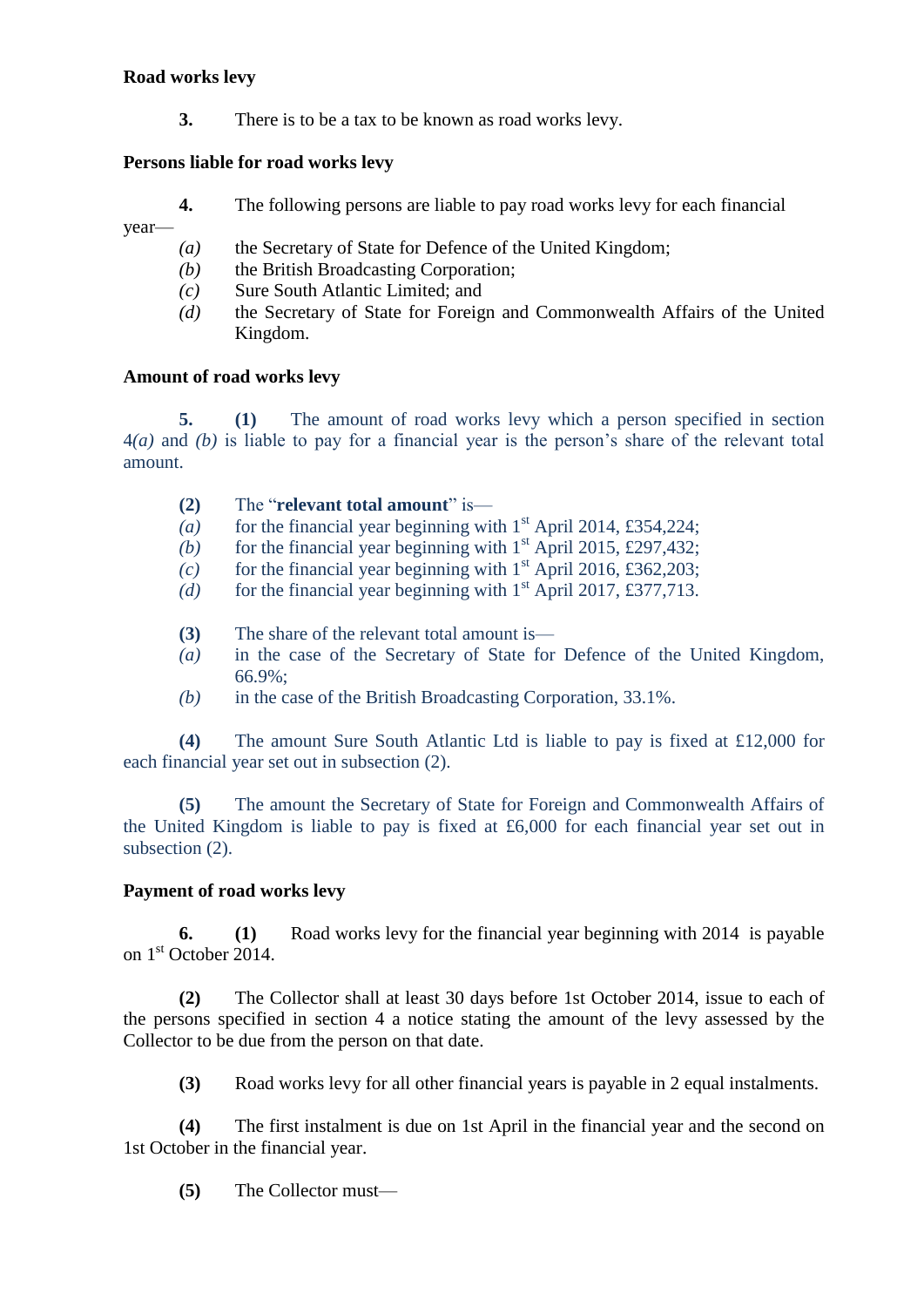**Road works levy**

**3.** There is to be a tax to be known as road works levy.

**Persons liable for road works levy**

**4.** The following persons are liable to pay road works levy for each financial year—

*(a)* the Secretary of State for Defence of the United Kingdom;
*(b)* the British Broadcasting Corporation;
*(c)* Sure South Atlantic Limited; and
*(d)* the Secretary of State for Foreign and Commonwealth Affairs of the United Kingdom.

**Amount of road works levy**

**5.** **(1)** The amount of road works levy which a person specified in section 4*(a)* and *(b)* is liable to pay for a financial year is the person's share of the relevant total amount.

**(2)** The "**relevant total amount**" is—
*(a)* for the financial year beginning with 1st April 2014, £354,224;
*(b)* for the financial year beginning with 1st April 2015, £297,432;
*(c)* for the financial year beginning with 1st April 2016, £362,203;
*(d)* for the financial year beginning with 1st April 2017, £377,713.

**(3)** The share of the relevant total amount is—
*(a)* in the case of the Secretary of State for Defence of the United Kingdom, 66.9%;
*(b)* in the case of the British Broadcasting Corporation, 33.1%.

**(4)** The amount Sure South Atlantic Ltd is liable to pay is fixed at £12,000 for each financial year set out in subsection (2).

**(5)** The amount the Secretary of State for Foreign and Commonwealth Affairs of the United Kingdom is liable to pay is fixed at £6,000 for each financial year set out in subsection (2).

**Payment of road works levy**

**6.** **(1)** Road works levy for the financial year beginning with 2014 is payable on 1st October 2014.

**(2)** The Collector shall at least 30 days before 1st October 2014, issue to each of the persons specified in section 4 a notice stating the amount of the levy assessed by the Collector to be due from the person on that date.

**(3)** Road works levy for all other financial years is payable in 2 equal instalments.

**(4)** The first instalment is due on 1st April in the financial year and the second on 1st October in the financial year.

**(5)** The Collector must—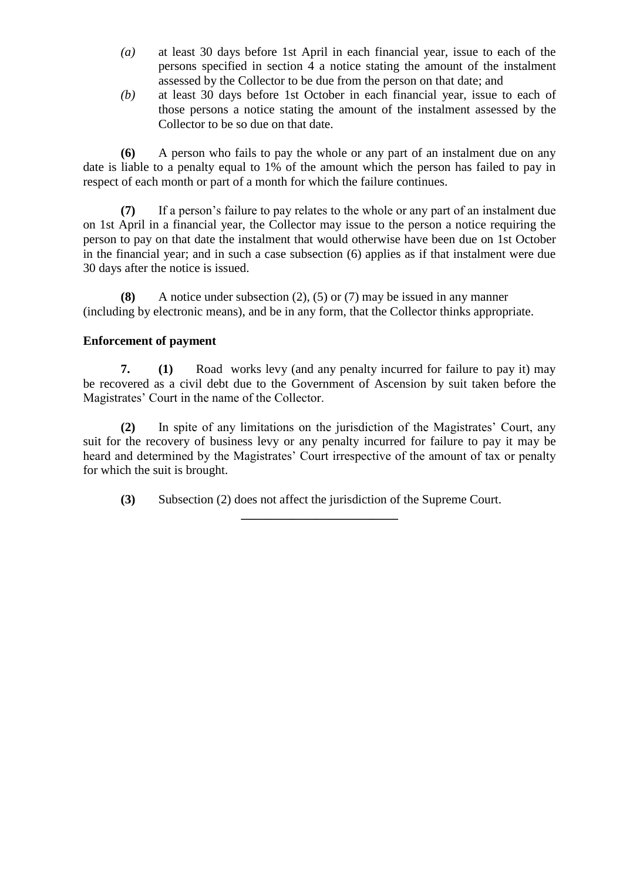*(a)* at least 30 days before 1st April in each financial year, issue to each of the persons specified in section 4 a notice stating the amount of the instalment assessed by the Collector to be due from the person on that date; and

*(b)* at least 30 days before 1st October in each financial year, issue to each of those persons a notice stating the amount of the instalment assessed by the Collector to be so due on that date.

**(6)** A person who fails to pay the whole or any part of an instalment due on any date is liable to a penalty equal to 1% of the amount which the person has failed to pay in respect of each month or part of a month for which the failure continues.

**(7)** If a person's failure to pay relates to the whole or any part of an instalment due on 1st April in a financial year, the Collector may issue to the person a notice requiring the person to pay on that date the instalment that would otherwise have been due on 1st October in the financial year; and in such a case subsection (6) applies as if that instalment were due 30 days after the notice is issued.

**(8)** A notice under subsection (2), (5) or (7) may be issued in any manner (including by electronic means), and be in any form, that the Collector thinks appropriate.

**Enforcement of payment**

**7.** **(1)** Road works levy (and any penalty incurred for failure to pay it) may be recovered as a civil debt due to the Government of Ascension by suit taken before the Magistrates' Court in the name of the Collector.

**(2)** In spite of any limitations on the jurisdiction of the Magistrates' Court, any suit for the recovery of business levy or any penalty incurred for failure to pay it may be heard and determined by the Magistrates' Court irrespective of the amount of tax or penalty for which the suit is brought.

**(3)** Subsection (2) does not affect the jurisdiction of the Supreme Court.

---